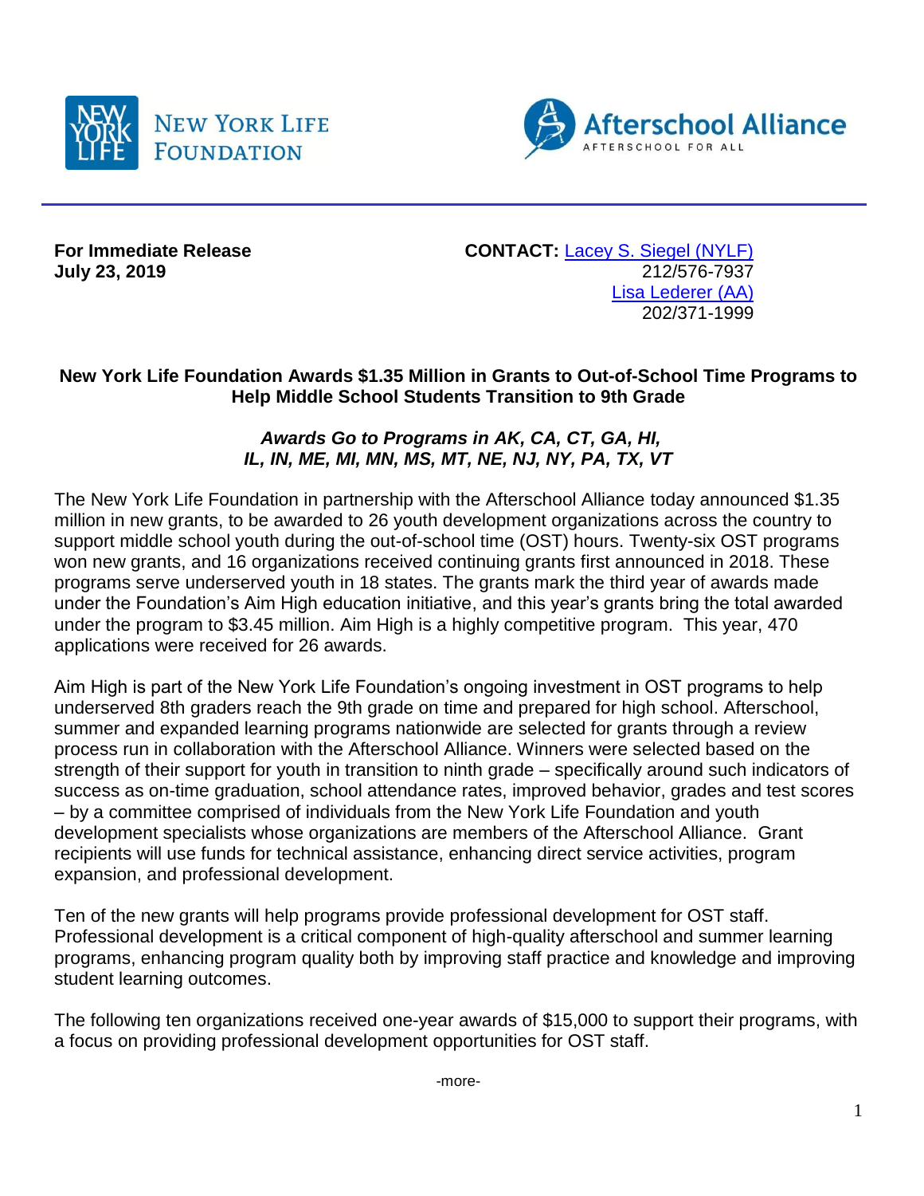NEW YORK LIFE FOUNDATION

Afterschool Alliance
AFTERSCHOOL FOR ALL

---

**For Immediate Release**
**July 23, 2019**

**CONTACT:** [Lacey S. Siegel (NYLF)]
212/576-7937
[Lisa Lederer (AA)]
202/371-1999

## New York Life Foundation Awards $1.35 Million in Grants to Out-of-School Time Programs to Help Middle School Students Transition to 9th Grade

***Awards Go to Programs in AK, CA, CT, GA, HI, IL, IN, ME, MI, MN, MS, MT, NE, NJ, NY, PA, TX, VT***

The New York Life Foundation in partnership with the Afterschool Alliance today announced $1.35 million in new grants, to be awarded to 26 youth development organizations across the country to support middle school youth during the out-of-school time (OST) hours. Twenty-six OST programs won new grants, and 16 organizations received continuing grants first announced in 2018. These programs serve underserved youth in 18 states. The grants mark the third year of awards made under the Foundation's Aim High education initiative, and this year's grants bring the total awarded under the program to $3.45 million. Aim High is a highly competitive program. This year, 470 applications were received for 26 awards.

Aim High is part of the New York Life Foundation's ongoing investment in OST programs to help underserved 8th graders reach the 9th grade on time and prepared for high school. Afterschool, summer and expanded learning programs nationwide are selected for grants through a review process run in collaboration with the Afterschool Alliance. Winners were selected based on the strength of their support for youth in transition to ninth grade – specifically around such indicators of success as on-time graduation, school attendance rates, improved behavior, grades and test scores – by a committee comprised of individuals from the New York Life Foundation and youth development specialists whose organizations are members of the Afterschool Alliance. Grant recipients will use funds for technical assistance, enhancing direct service activities, program expansion, and professional development.

Ten of the new grants will help programs provide professional development for OST staff. Professional development is a critical component of high-quality afterschool and summer learning programs, enhancing program quality both by improving staff practice and knowledge and improving student learning outcomes.

The following ten organizations received one-year awards of $15,000 to support their programs, with a focus on providing professional development opportunities for OST staff.

-more-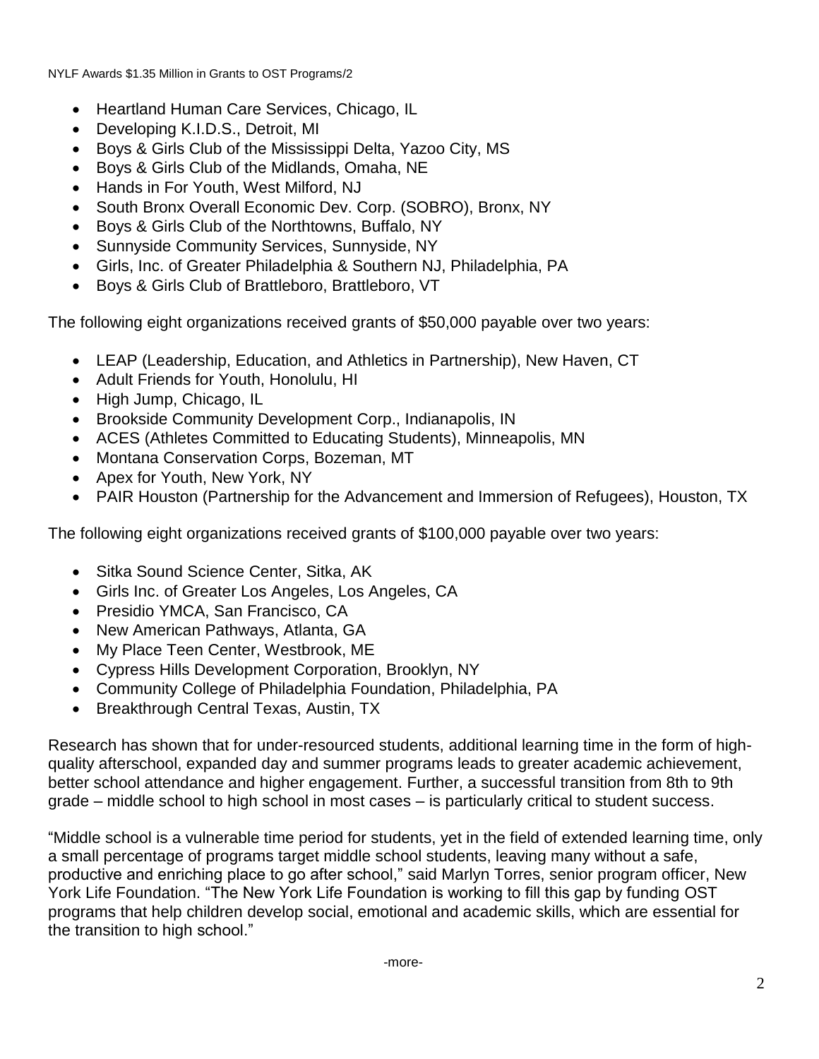- Heartland Human Care Services, Chicago, IL
- Developing K.I.D.S., Detroit, MI
- Boys & Girls Club of the Mississippi Delta, Yazoo City, MS
- Boys & Girls Club of the Midlands, Omaha, NE
- Hands in For Youth, West Milford, NJ
- South Bronx Overall Economic Dev. Corp. (SOBRO), Bronx, NY
- Boys & Girls Club of the Northtowns, Buffalo, NY
- Sunnyside Community Services, Sunnyside, NY
- Girls, Inc. of Greater Philadelphia & Southern NJ, Philadelphia, PA
- Boys & Girls Club of Brattleboro, Brattleboro, VT

The following eight organizations received grants of $50,000 payable over two years:

- LEAP (Leadership, Education, and Athletics in Partnership), New Haven, CT
- Adult Friends for Youth, Honolulu, HI
- High Jump, Chicago, IL
- Brookside Community Development Corp., Indianapolis, IN
- ACES (Athletes Committed to Educating Students), Minneapolis, MN
- Montana Conservation Corps, Bozeman, MT
- Apex for Youth, New York, NY
- PAIR Houston (Partnership for the Advancement and Immersion of Refugees), Houston, TX

The following eight organizations received grants of $100,000 payable over two years:

- Sitka Sound Science Center, Sitka, AK
- Girls Inc. of Greater Los Angeles, Los Angeles, CA
- Presidio YMCA, San Francisco, CA
- New American Pathways, Atlanta, GA
- My Place Teen Center, Westbrook, ME
- Cypress Hills Development Corporation, Brooklyn, NY
- Community College of Philadelphia Foundation, Philadelphia, PA
- Breakthrough Central Texas, Austin, TX

Research has shown that for under-resourced students, additional learning time in the form of high-quality afterschool, expanded day and summer programs leads to greater academic achievement, better school attendance and higher engagement. Further, a successful transition from 8th to 9th grade – middle school to high school in most cases – is particularly critical to student success.

"Middle school is a vulnerable time period for students, yet in the field of extended learning time, only a small percentage of programs target middle school students, leaving many without a safe, productive and enriching place to go after school," said Marlyn Torres, senior program officer, New York Life Foundation. "The New York Life Foundation is working to fill this gap by funding OST programs that help children develop social, emotional and academic skills, which are essential for the transition to high school."

-more-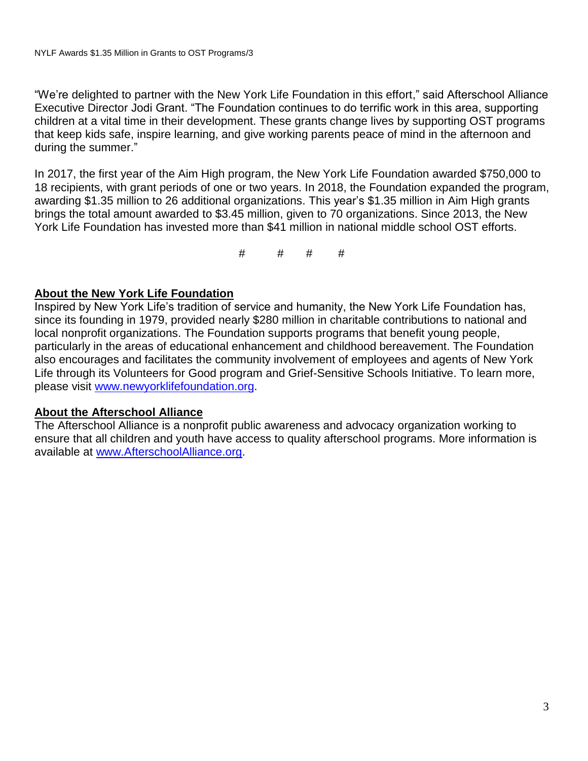"We're delighted to partner with the New York Life Foundation in this effort," said Afterschool Alliance Executive Director Jodi Grant. "The Foundation continues to do terrific work in this area, supporting children at a vital time in their development. These grants change lives by supporting OST programs that keep kids safe, inspire learning, and give working parents peace of mind in the afternoon and during the summer."

In 2017, the first year of the Aim High program, the New York Life Foundation awarded $750,000 to 18 recipients, with grant periods of one or two years. In 2018, the Foundation expanded the program, awarding $1.35 million to 26 additional organizations. This year's $1.35 million in Aim High grants brings the total amount awarded to $3.45 million, given to 70 organizations. Since 2013, the New York Life Foundation has invested more than $41 million in national middle school OST efforts.

# # # #

**About the New York Life Foundation**

Inspired by New York Life's tradition of service and humanity, the New York Life Foundation has, since its founding in 1979, provided nearly $280 million in charitable contributions to national and local nonprofit organizations. The Foundation supports programs that benefit young people, particularly in the areas of educational enhancement and childhood bereavement. The Foundation also encourages and facilitates the community involvement of employees and agents of New York Life through its Volunteers for Good program and Grief-Sensitive Schools Initiative. To learn more, please visit www.newyorklifefoundation.org.

**About the Afterschool Alliance**

The Afterschool Alliance is a nonprofit public awareness and advocacy organization working to ensure that all children and youth have access to quality afterschool programs. More information is available at www.AfterschoolAlliance.org.